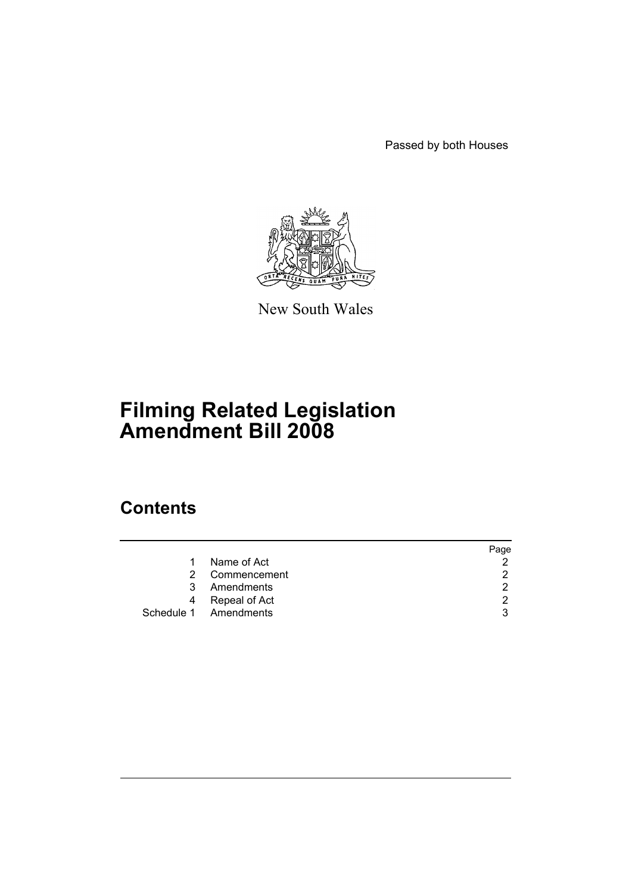Passed by both Houses

New South Wales

# Filming Related Legislation Amendment Bill 2008

## Contents

| | | Page |
|---|---|---|
| 1 | Name of Act | 2 |
| 2 | Commencement | 2 |
| 3 | Amendments | 2 |
| 4 | Repeal of Act | 2 |
| Schedule 1 | Amendments | 3 |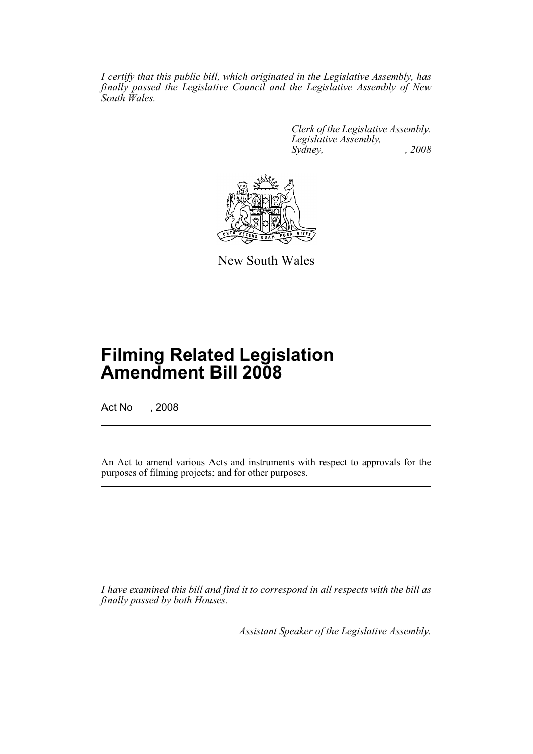*I certify that this public bill, which originated in the Legislative Assembly, has finally passed the Legislative Council and the Legislative Assembly of New South Wales.*

*Clerk of the Legislative Assembly.*
*Legislative Assembly,*
*Sydney, , 2008*

New South Wales

# Filming Related Legislation Amendment Bill 2008

Act No , 2008

An Act to amend various Acts and instruments with respect to approvals for the purposes of filming projects; and for other purposes.

*I have examined this bill and find it to correspond in all respects with the bill as finally passed by both Houses.*

*Assistant Speaker of the Legislative Assembly.*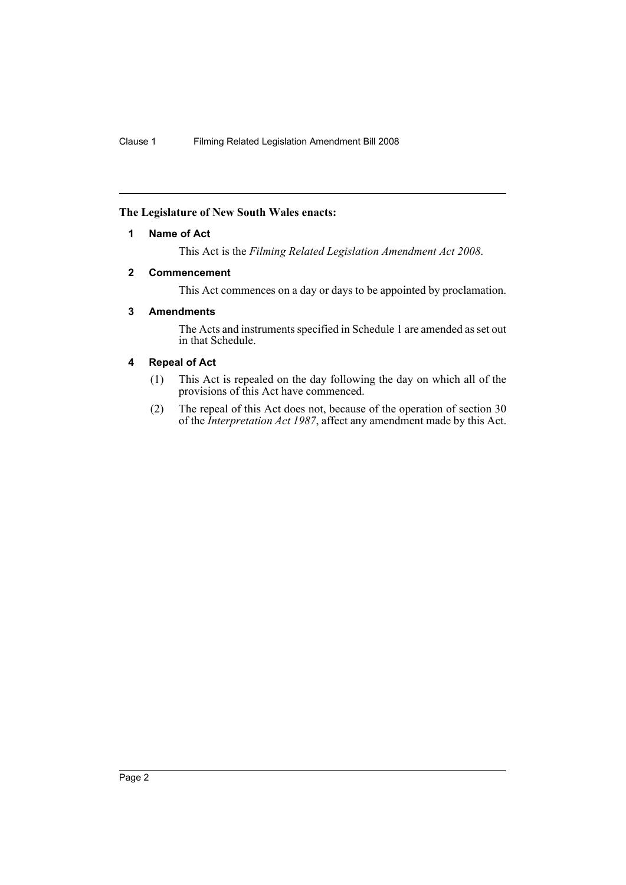**The Legislature of New South Wales enacts:**

**1 Name of Act**

This Act is the *Filming Related Legislation Amendment Act 2008*.

**2 Commencement**

This Act commences on a day or days to be appointed by proclamation.

**3 Amendments**

The Acts and instruments specified in Schedule 1 are amended as set out in that Schedule.

**4 Repeal of Act**

(1) This Act is repealed on the day following the day on which all of the provisions of this Act have commenced.

(2) The repeal of this Act does not, because of the operation of section 30 of the *Interpretation Act 1987*, affect any amendment made by this Act.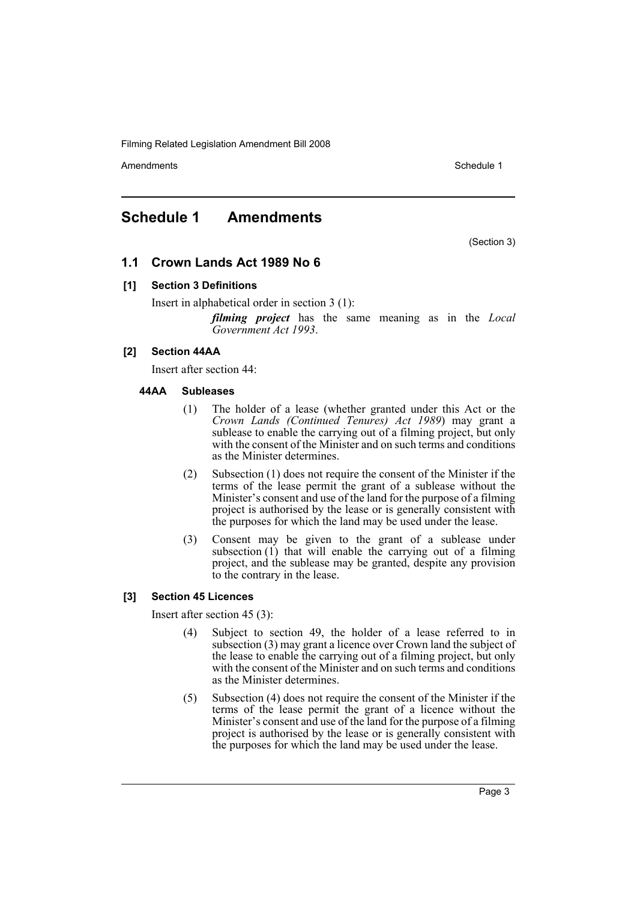## Schedule 1 Amendments

(Section 3)

### 1.1 Crown Lands Act 1989 No 6

#### [1] Section 3 Definitions

Insert in alphabetical order in section 3 (1):

> ***filming project*** has the same meaning as in the *Local Government Act 1993*.

#### [2] Section 44AA

Insert after section 44:

**44AA Subleases**

(1) The holder of a lease (whether granted under this Act or the *Crown Lands (Continued Tenures) Act 1989*) may grant a sublease to enable the carrying out of a filming project, but only with the consent of the Minister and on such terms and conditions as the Minister determines.

(2) Subsection (1) does not require the consent of the Minister if the terms of the lease permit the grant of a sublease without the Minister's consent and use of the land for the purpose of a filming project is authorised by the lease or is generally consistent with the purposes for which the land may be used under the lease.

(3) Consent may be given to the grant of a sublease under subsection (1) that will enable the carrying out of a filming project, and the sublease may be granted, despite any provision to the contrary in the lease.

#### [3] Section 45 Licences

Insert after section 45 (3):

(4) Subject to section 49, the holder of a lease referred to in subsection (3) may grant a licence over Crown land the subject of the lease to enable the carrying out of a filming project, but only with the consent of the Minister and on such terms and conditions as the Minister determines.

(5) Subsection (4) does not require the consent of the Minister if the terms of the lease permit the grant of a licence without the Minister's consent and use of the land for the purpose of a filming project is authorised by the lease or is generally consistent with the purposes for which the land may be used under the lease.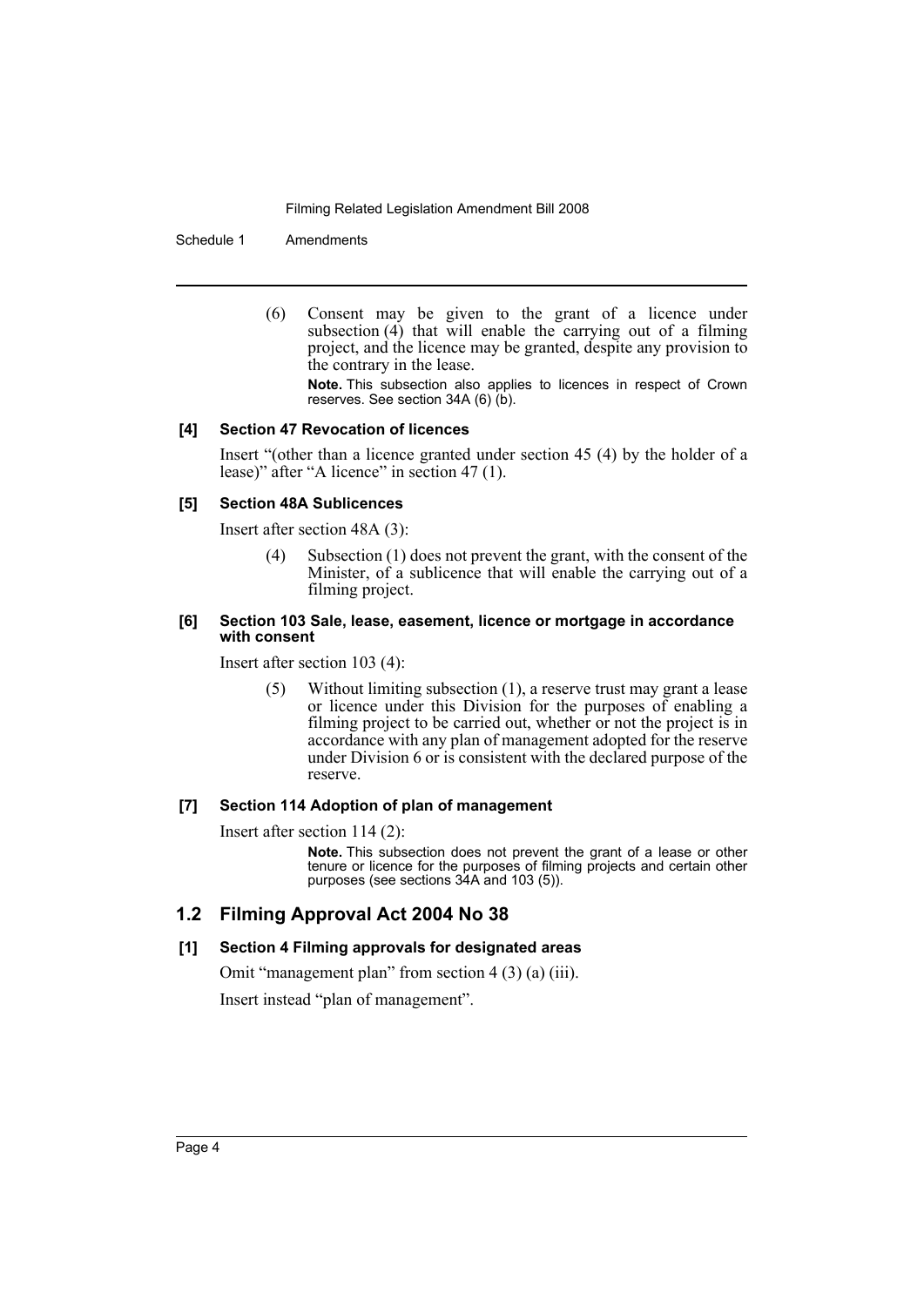(6) Consent may be given to the grant of a licence under subsection (4) that will enable the carrying out of a filming project, and the licence may be granted, despite any provision to the contrary in the lease.

**Note.** This subsection also applies to licences in respect of Crown reserves. See section 34A (6) (b).

#### [4] Section 47 Revocation of licences

Insert "(other than a licence granted under section 45 (4) by the holder of a lease)" after "A licence" in section 47 (1).

#### [5] Section 48A Sublicences

Insert after section 48A (3):

(4) Subsection (1) does not prevent the grant, with the consent of the Minister, of a sublicence that will enable the carrying out of a filming project.

#### [6] Section 103 Sale, lease, easement, licence or mortgage in accordance with consent

Insert after section 103 (4):

(5) Without limiting subsection (1), a reserve trust may grant a lease or licence under this Division for the purposes of enabling a filming project to be carried out, whether or not the project is in accordance with any plan of management adopted for the reserve under Division 6 or is consistent with the declared purpose of the reserve.

#### [7] Section 114 Adoption of plan of management

Insert after section 114 (2):

**Note.** This subsection does not prevent the grant of a lease or other tenure or licence for the purposes of filming projects and certain other purposes (see sections 34A and 103 (5)).

## 1.2 Filming Approval Act 2004 No 38

#### [1] Section 4 Filming approvals for designated areas

Omit "management plan" from section 4 (3) (a) (iii).

Insert instead "plan of management".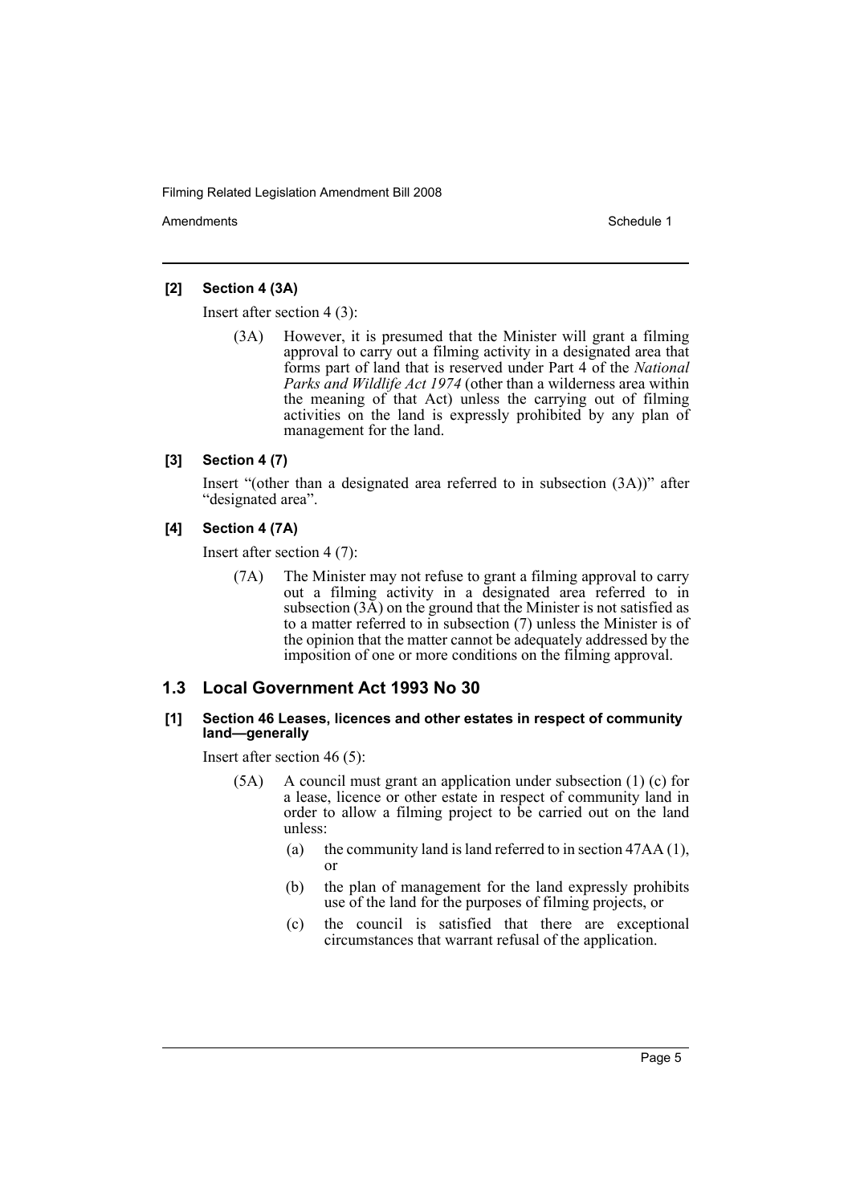#### [2] Section 4 (3A)

Insert after section 4 (3):

> (3A) However, it is presumed that the Minister will grant a filming approval to carry out a filming activity in a designated area that forms part of land that is reserved under Part 4 of the *National Parks and Wildlife Act 1974* (other than a wilderness area within the meaning of that Act) unless the carrying out of filming activities on the land is expressly prohibited by any plan of management for the land.

#### [3] Section 4 (7)

Insert "(other than a designated area referred to in subsection (3A))" after "designated area".

#### [4] Section 4 (7A)

Insert after section 4 (7):

> (7A) The Minister may not refuse to grant a filming approval to carry out a filming activity in a designated area referred to in subsection (3A) on the ground that the Minister is not satisfied as to a matter referred to in subsection (7) unless the Minister is of the opinion that the matter cannot be adequately addressed by the imposition of one or more conditions on the filming approval.

## 1.3 Local Government Act 1993 No 30

#### [1] Section 46 Leases, licences and other estates in respect of community land—generally

Insert after section 46 (5):

> (5A) A council must grant an application under subsection (1) (c) for a lease, licence or other estate in respect of community land in order to allow a filming project to be carried out on the land unless:
>
> (a) the community land is land referred to in section 47AA (1), or
>
> (b) the plan of management for the land expressly prohibits use of the land for the purposes of filming projects, or
>
> (c) the council is satisfied that there are exceptional circumstances that warrant refusal of the application.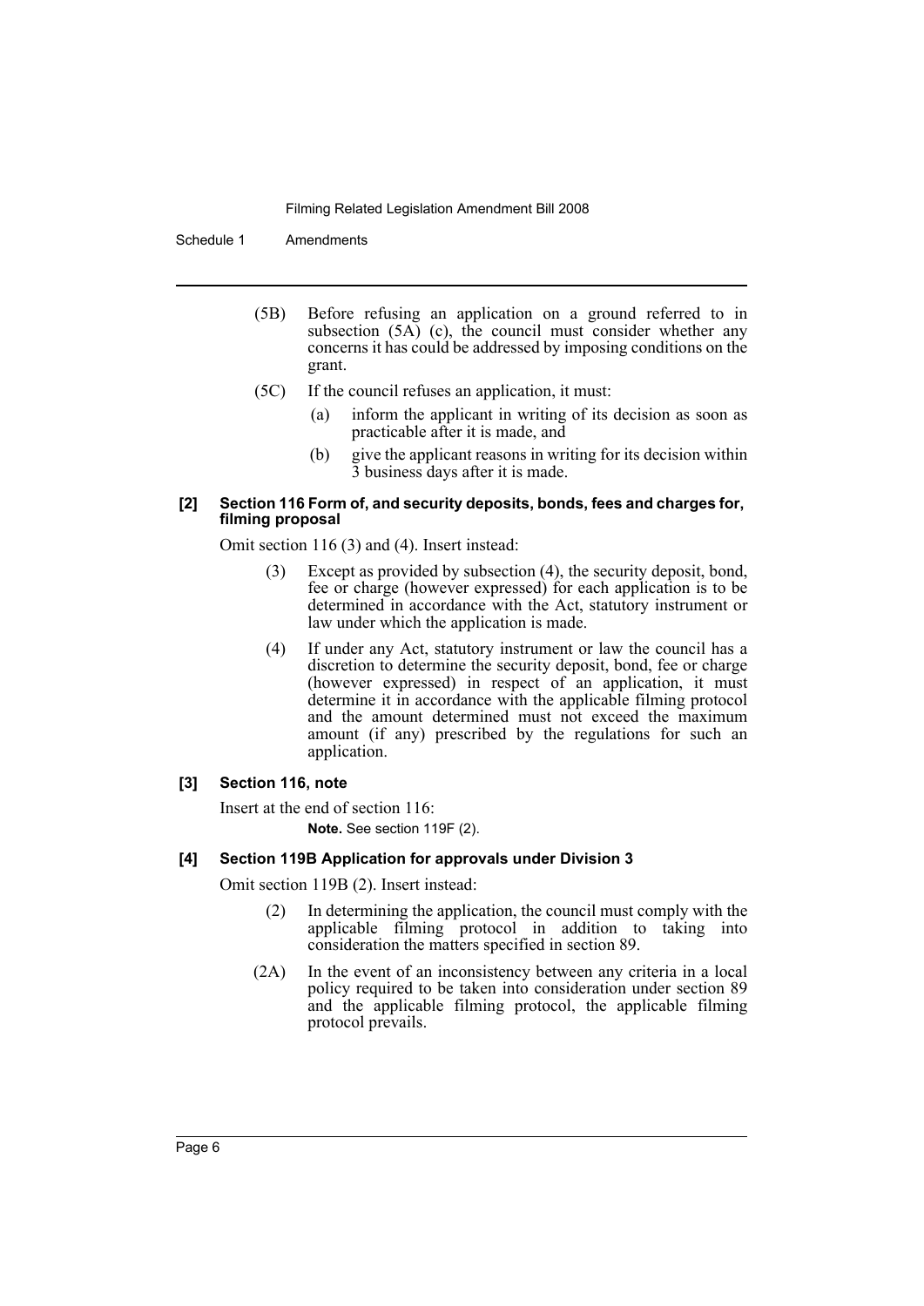(5B) Before refusing an application on a ground referred to in subsection (5A) (c), the council must consider whether any concerns it has could be addressed by imposing conditions on the grant.

(5C) If the council refuses an application, it must:

- (a) inform the applicant in writing of its decision as soon as practicable after it is made, and
- (b) give the applicant reasons in writing for its decision within 3 business days after it is made.

**[2] Section 116 Form of, and security deposits, bonds, fees and charges for, filming proposal**

Omit section 116 (3) and (4). Insert instead:

(3) Except as provided by subsection (4), the security deposit, bond, fee or charge (however expressed) for each application is to be determined in accordance with the Act, statutory instrument or law under which the application is made.

(4) If under any Act, statutory instrument or law the council has a discretion to determine the security deposit, bond, fee or charge (however expressed) in respect of an application, it must determine it in accordance with the applicable filming protocol and the amount determined must not exceed the maximum amount (if any) prescribed by the regulations for such an application.

**[3] Section 116, note**

Insert at the end of section 116:

**Note.** See section 119F (2).

**[4] Section 119B Application for approvals under Division 3**

Omit section 119B (2). Insert instead:

(2) In determining the application, the council must comply with the applicable filming protocol in addition to taking into consideration the matters specified in section 89.

(2A) In the event of an inconsistency between any criteria in a local policy required to be taken into consideration under section 89 and the applicable filming protocol, the applicable filming protocol prevails.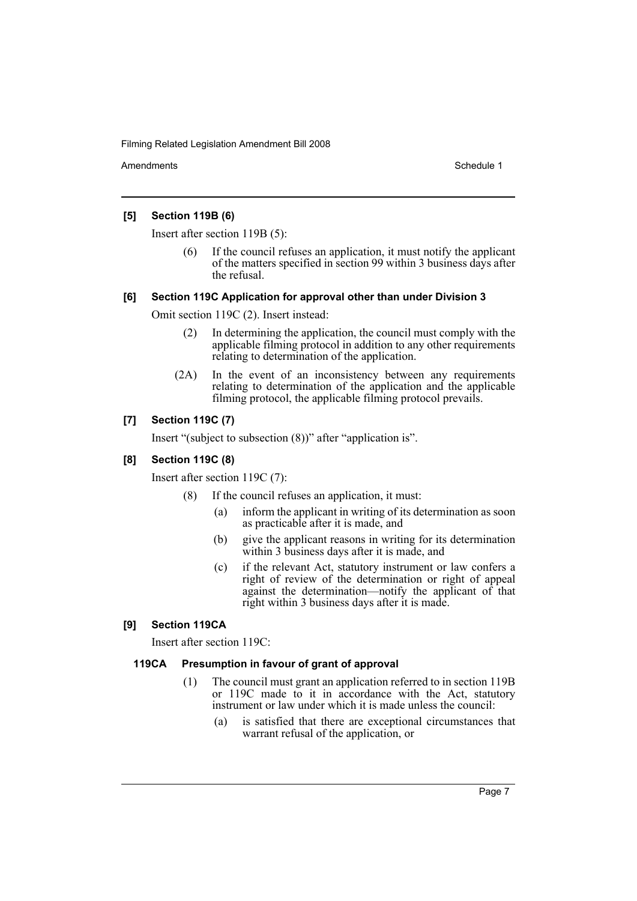**[5] Section 119B (6)**

Insert after section 119B (5):

> (6) If the council refuses an application, it must notify the applicant of the matters specified in section 99 within 3 business days after the refusal.

**[6] Section 119C Application for approval other than under Division 3**

Omit section 119C (2). Insert instead:

> (2) In determining the application, the council must comply with the applicable filming protocol in addition to any other requirements relating to determination of the application.
>
> (2A) In the event of an inconsistency between any requirements relating to determination of the application and the applicable filming protocol, the applicable filming protocol prevails.

**[7] Section 119C (7)**

Insert "(subject to subsection (8))" after "application is".

**[8] Section 119C (8)**

Insert after section 119C (7):

> (8) If the council refuses an application, it must:
>
> (a) inform the applicant in writing of its determination as soon as practicable after it is made, and
>
> (b) give the applicant reasons in writing for its determination within 3 business days after it is made, and
>
> (c) if the relevant Act, statutory instrument or law confers a right of review of the determination or right of appeal against the determination—notify the applicant of that right within 3 business days after it is made.

**[9] Section 119CA**

Insert after section 119C:

> **119CA Presumption in favour of grant of approval**
>
> (1) The council must grant an application referred to in section 119B or 119C made to it in accordance with the Act, statutory instrument or law under which it is made unless the council:
>
> (a) is satisfied that there are exceptional circumstances that warrant refusal of the application, or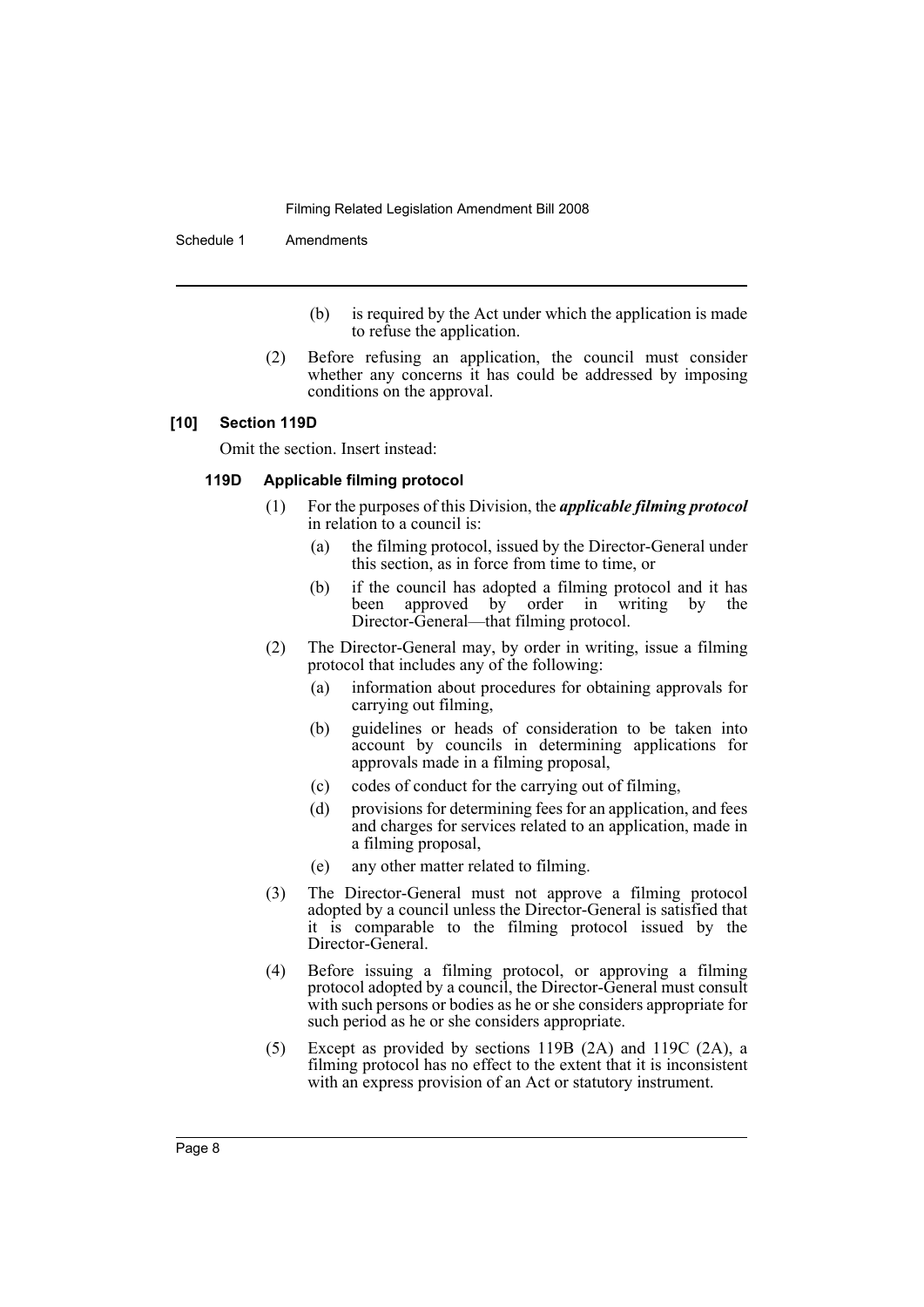(b) is required by the Act under which the application is made to refuse the application.

(2) Before refusing an application, the council must consider whether any concerns it has could be addressed by imposing conditions on the approval.

### [10] Section 119D

Omit the section. Insert instead:

#### 119D Applicable filming protocol

(1) For the purposes of this Division, the ***applicable filming protocol*** in relation to a council is:

(a) the filming protocol, issued by the Director-General under this section, as in force from time to time, or

(b) if the council has adopted a filming protocol and it has been approved by order in writing by the Director-General—that filming protocol.

(2) The Director-General may, by order in writing, issue a filming protocol that includes any of the following:

(a) information about procedures for obtaining approvals for carrying out filming,

(b) guidelines or heads of consideration to be taken into account by councils in determining applications for approvals made in a filming proposal,

(c) codes of conduct for the carrying out of filming,

(d) provisions for determining fees for an application, and fees and charges for services related to an application, made in a filming proposal,

(e) any other matter related to filming.

(3) The Director-General must not approve a filming protocol adopted by a council unless the Director-General is satisfied that it is comparable to the filming protocol issued by the Director-General.

(4) Before issuing a filming protocol, or approving a filming protocol adopted by a council, the Director-General must consult with such persons or bodies as he or she considers appropriate for such period as he or she considers appropriate.

(5) Except as provided by sections 119B (2A) and 119C (2A), a filming protocol has no effect to the extent that it is inconsistent with an express provision of an Act or statutory instrument.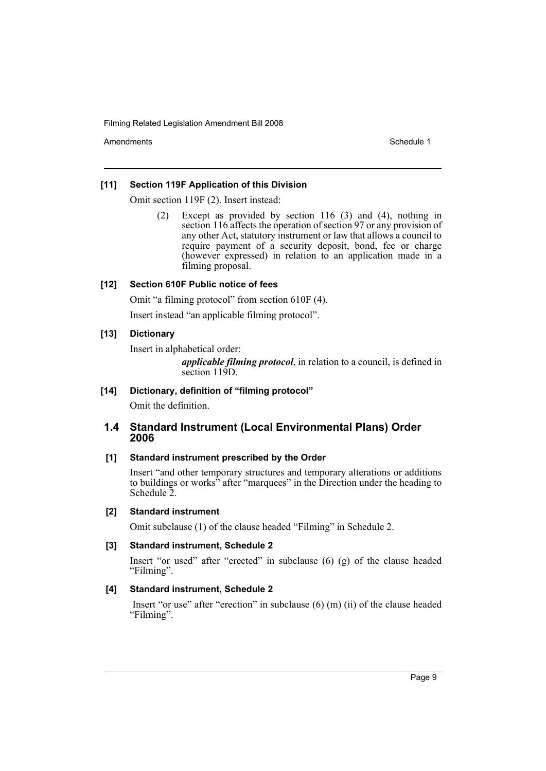#### [11] Section 119F Application of this Division

Omit section 119F (2). Insert instead:

> (2) Except as provided by section 116 (3) and (4), nothing in section 116 affects the operation of section 97 or any provision of any other Act, statutory instrument or law that allows a council to require payment of a security deposit, bond, fee or charge (however expressed) in relation to an application made in a filming proposal.

#### [12] Section 610F Public notice of fees

Omit "a filming protocol" from section 610F (4).

Insert instead "an applicable filming protocol".

#### [13] Dictionary

Insert in alphabetical order:

> ***applicable filming protocol***, in relation to a council, is defined in section 119D.

#### [14] Dictionary, definition of "filming protocol"

Omit the definition.

## 1.4 Standard Instrument (Local Environmental Plans) Order 2006

#### [1] Standard instrument prescribed by the Order

Insert "and other temporary structures and temporary alterations or additions to buildings or works" after "marquees" in the Direction under the heading to Schedule 2.

#### [2] Standard instrument

Omit subclause (1) of the clause headed "Filming" in Schedule 2.

#### [3] Standard instrument, Schedule 2

Insert "or used" after "erected" in subclause (6) (g) of the clause headed "Filming".

#### [4] Standard instrument, Schedule 2

Insert "or use" after "erection" in subclause (6) (m) (ii) of the clause headed "Filming".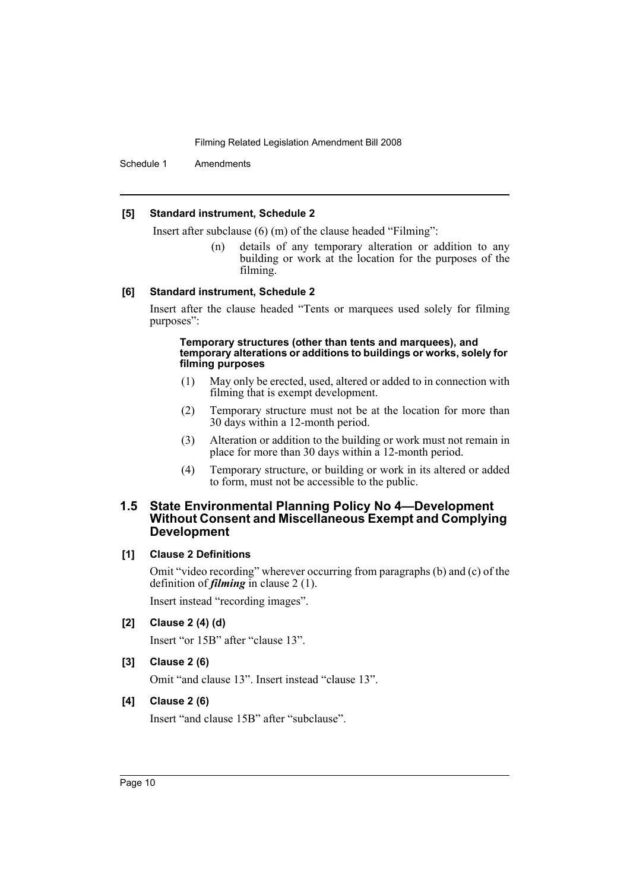**[5] Standard instrument, Schedule 2**

Insert after subclause (6) (m) of the clause headed “Filming”:

> (n) details of any temporary alteration or addition to any building or work at the location for the purposes of the filming.

**[6] Standard instrument, Schedule 2**

Insert after the clause headed “Tents or marquees used solely for filming purposes”:

> **Temporary structures (other than tents and marquees), and temporary alterations or additions to buildings or works, solely for filming purposes**
>
> (1) May only be erected, used, altered or added to in connection with filming that is exempt development.
>
> (2) Temporary structure must not be at the location for more than 30 days within a 12-month period.
>
> (3) Alteration or addition to the building or work must not remain in place for more than 30 days within a 12-month period.
>
> (4) Temporary structure, or building or work in its altered or added to form, must not be accessible to the public.

## 1.5 State Environmental Planning Policy No 4—Development Without Consent and Miscellaneous Exempt and Complying Development

**[1] Clause 2 Definitions**

Omit “video recording” wherever occurring from paragraphs (b) and (c) of the definition of ***filming*** in clause 2 (1).

Insert instead “recording images”.

**[2] Clause 2 (4) (d)**

Insert “or 15B” after “clause 13”.

**[3] Clause 2 (6)**

Omit “and clause 13”. Insert instead “clause 13”.

**[4] Clause 2 (6)**

Insert “and clause 15B” after “subclause”.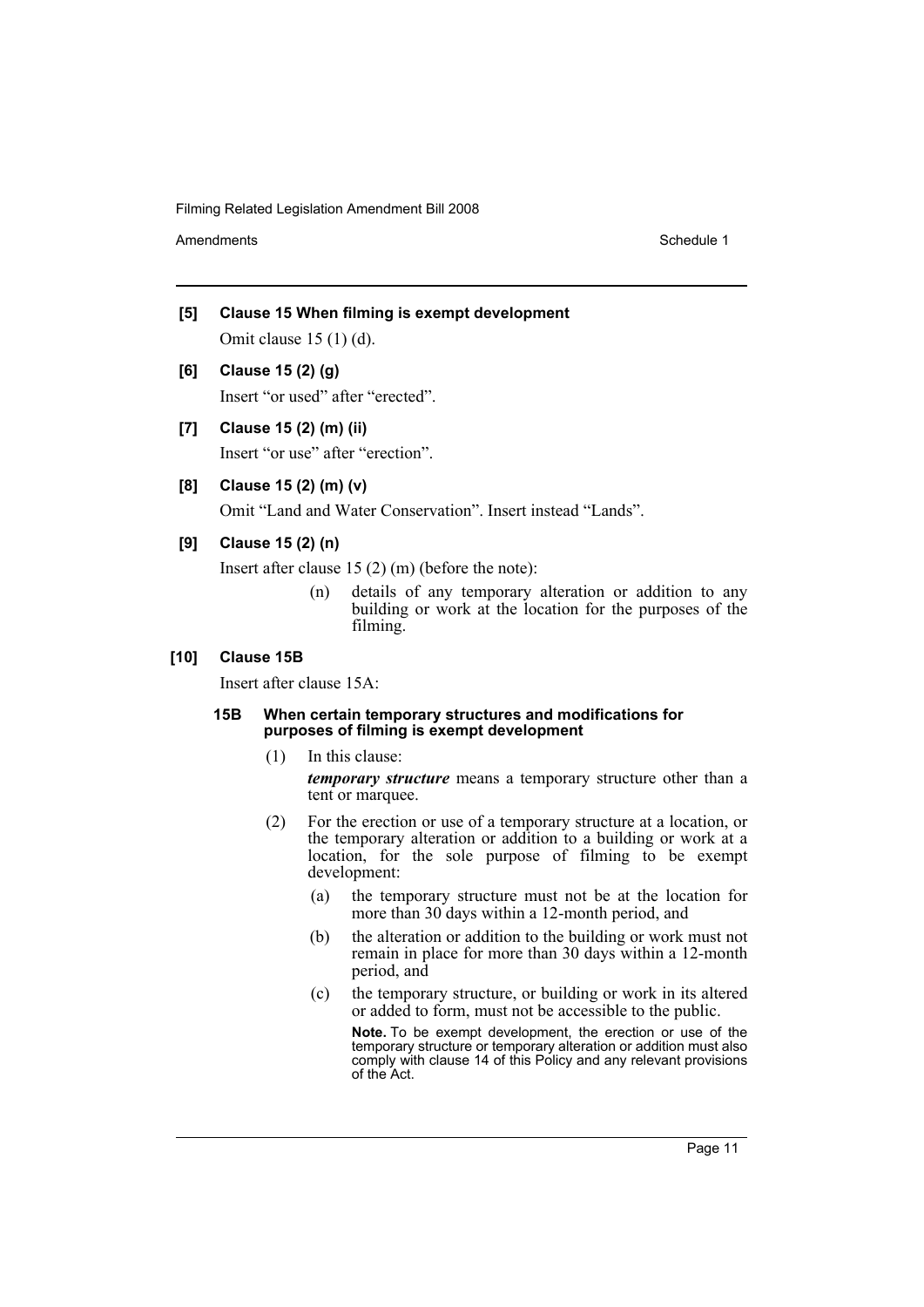**[5] Clause 15 When filming is exempt development**

Omit clause 15 (1) (d).

**[6] Clause 15 (2) (g)**

Insert "or used" after "erected".

**[7] Clause 15 (2) (m) (ii)**

Insert "or use" after "erection".

**[8] Clause 15 (2) (m) (v)**

Omit "Land and Water Conservation". Insert instead "Lands".

**[9] Clause 15 (2) (n)**

Insert after clause 15 (2) (m) (before the note):

(n) details of any temporary alteration or addition to any building or work at the location for the purposes of the filming.

**[10] Clause 15B**

Insert after clause 15A:

**15B When certain temporary structures and modifications for purposes of filming is exempt development**

(1) In this clause:

***temporary structure*** means a temporary structure other than a tent or marquee.

(2) For the erection or use of a temporary structure at a location, or the temporary alteration or addition to a building or work at a location, for the sole purpose of filming to be exempt development:

(a) the temporary structure must not be at the location for more than 30 days within a 12-month period, and

(b) the alteration or addition to the building or work must not remain in place for more than 30 days within a 12-month period, and

(c) the temporary structure, or building or work in its altered or added to form, must not be accessible to the public.

**Note.** To be exempt development, the erection or use of the temporary structure or temporary alteration or addition must also comply with clause 14 of this Policy and any relevant provisions of the Act.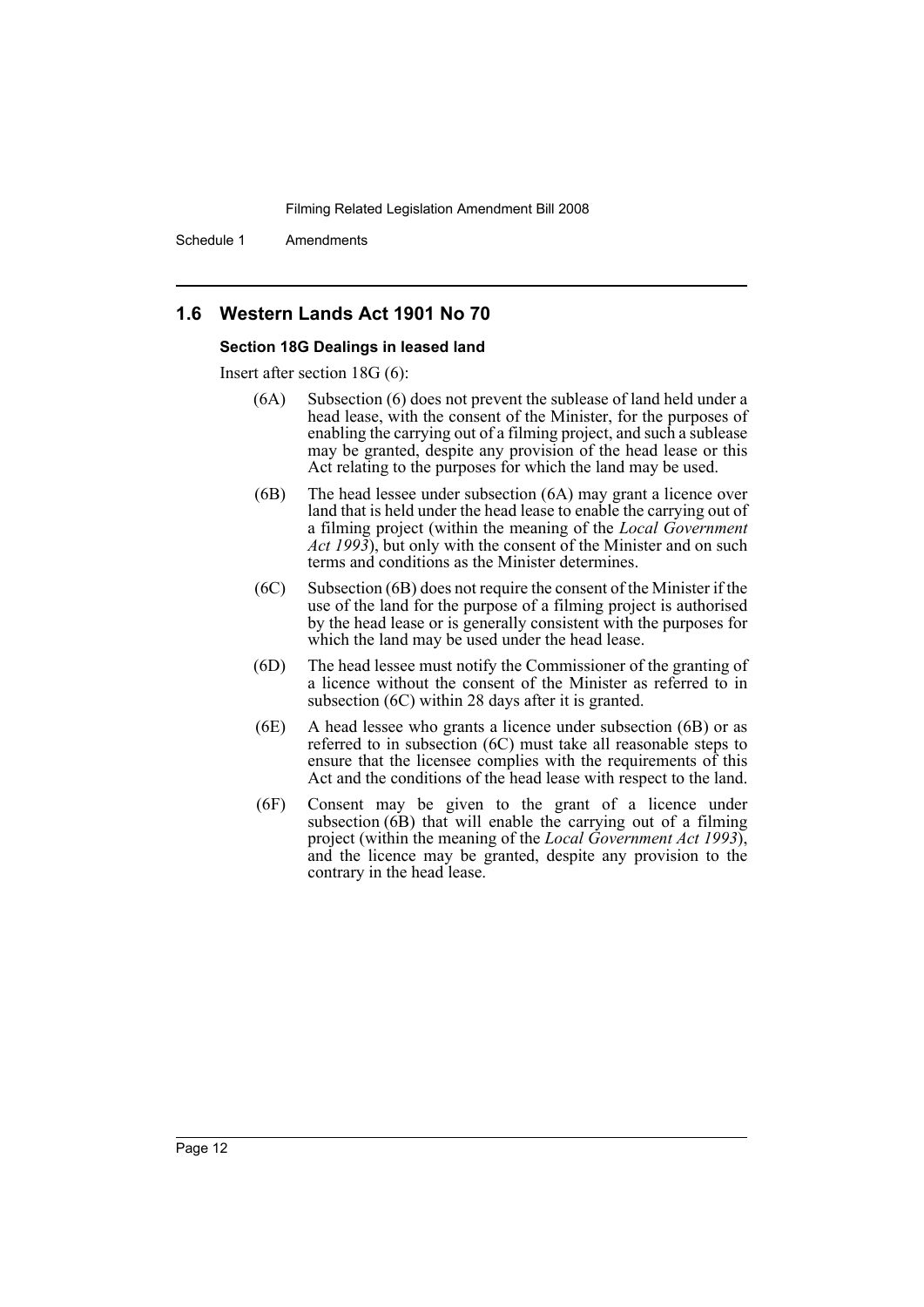## 1.6 Western Lands Act 1901 No 70

### Section 18G Dealings in leased land

Insert after section 18G (6):

(6A) Subsection (6) does not prevent the sublease of land held under a head lease, with the consent of the Minister, for the purposes of enabling the carrying out of a filming project, and such a sublease may be granted, despite any provision of the head lease or this Act relating to the purposes for which the land may be used.

(6B) The head lessee under subsection (6A) may grant a licence over land that is held under the head lease to enable the carrying out of a filming project (within the meaning of the *Local Government Act 1993*), but only with the consent of the Minister and on such terms and conditions as the Minister determines.

(6C) Subsection (6B) does not require the consent of the Minister if the use of the land for the purpose of a filming project is authorised by the head lease or is generally consistent with the purposes for which the land may be used under the head lease.

(6D) The head lessee must notify the Commissioner of the granting of a licence without the consent of the Minister as referred to in subsection (6C) within 28 days after it is granted.

(6E) A head lessee who grants a licence under subsection (6B) or as referred to in subsection (6C) must take all reasonable steps to ensure that the licensee complies with the requirements of this Act and the conditions of the head lease with respect to the land.

(6F) Consent may be given to the grant of a licence under subsection (6B) that will enable the carrying out of a filming project (within the meaning of the *Local Government Act 1993*), and the licence may be granted, despite any provision to the contrary in the head lease.